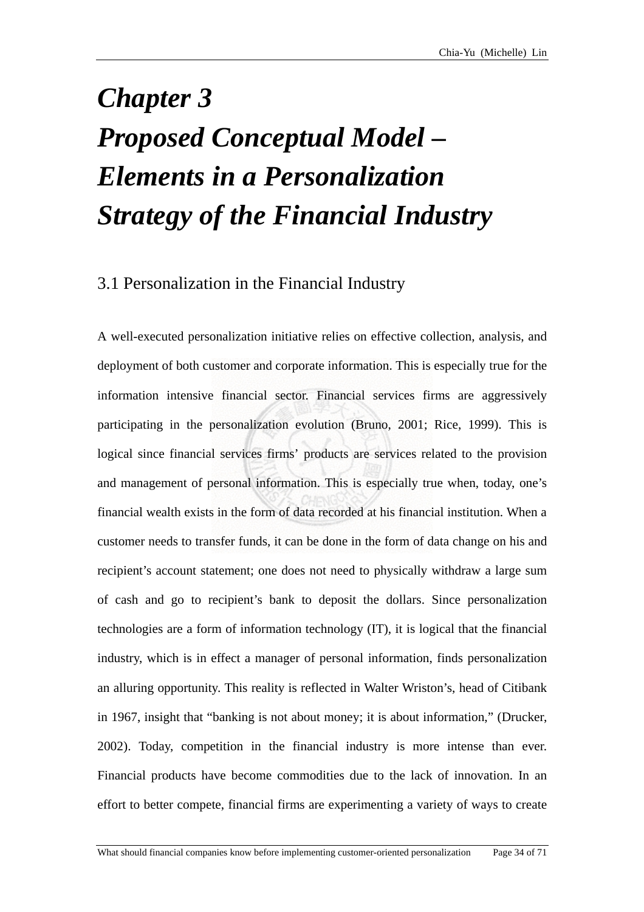# *Chapter 3*
# *Proposed Conceptual Model – Elements in a Personalization Strategy of the Financial Industry*

## 3.1 Personalization in the Financial Industry

A well-executed personalization initiative relies on effective collection, analysis, and deployment of both customer and corporate information. This is especially true for the information intensive financial sector. Financial services firms are aggressively participating in the personalization evolution (Bruno, 2001; Rice, 1999). This is logical since financial services firms' products are services related to the provision and management of personal information. This is especially true when, today, one's financial wealth exists in the form of data recorded at his financial institution. When a customer needs to transfer funds, it can be done in the form of data change on his and recipient's account statement; one does not need to physically withdraw a large sum of cash and go to recipient's bank to deposit the dollars. Since personalization technologies are a form of information technology (IT), it is logical that the financial industry, which is in effect a manager of personal information, finds personalization an alluring opportunity. This reality is reflected in Walter Wriston's, head of Citibank in 1967, insight that "banking is not about money; it is about information," (Drucker, 2002). Today, competition in the financial industry is more intense than ever. Financial products have become commodities due to the lack of innovation. In an effort to better compete, financial firms are experimenting a variety of ways to create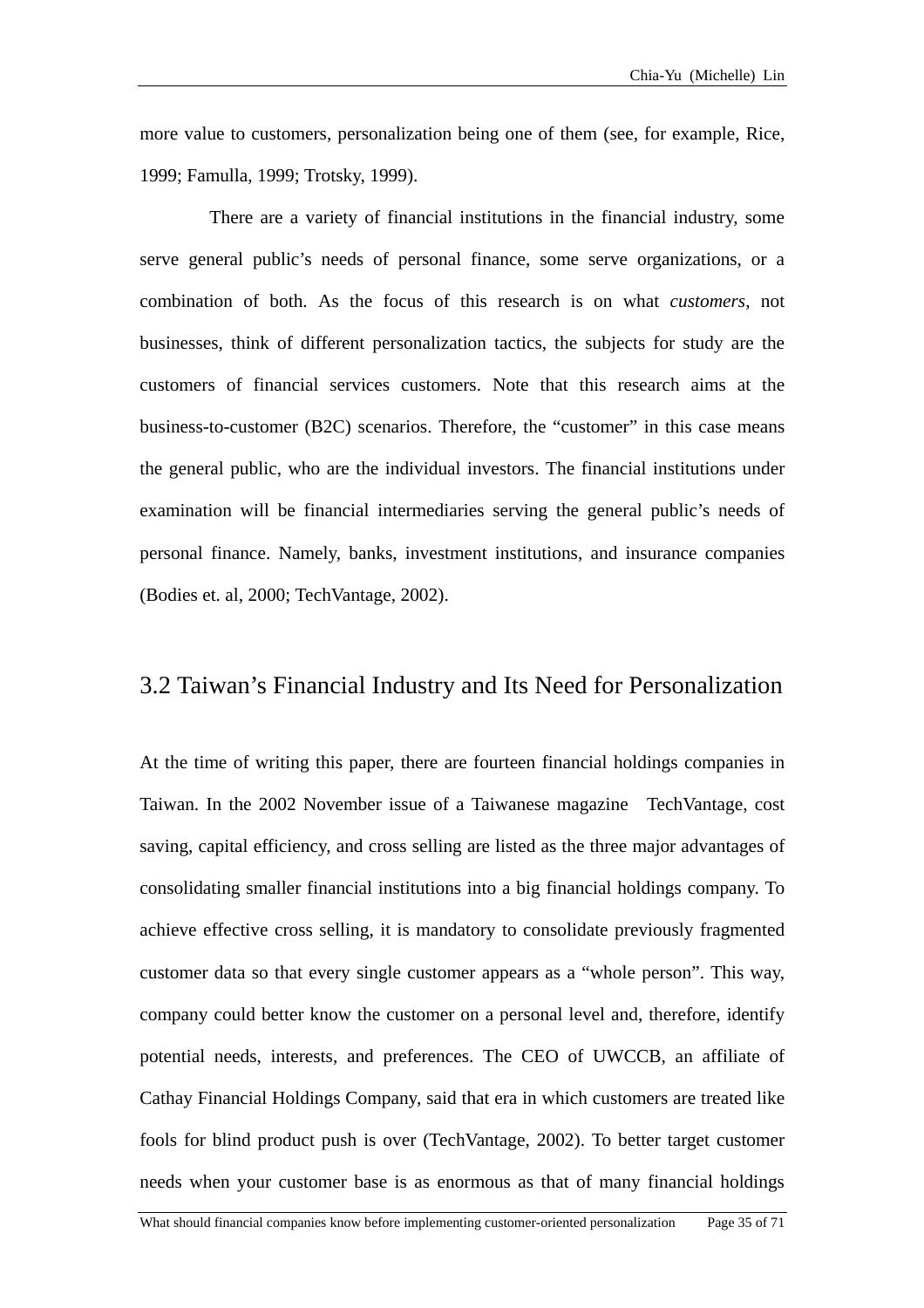more value to customers, personalization being one of them (see, for example, Rice, 1999; Famulla, 1999; Trotsky, 1999).

There are a variety of financial institutions in the financial industry, some serve general public's needs of personal finance, some serve organizations, or a combination of both. As the focus of this research is on what *customers*, not businesses, think of different personalization tactics, the subjects for study are the customers of financial services customers. Note that this research aims at the business-to-customer (B2C) scenarios. Therefore, the "customer" in this case means the general public, who are the individual investors. The financial institutions under examination will be financial intermediaries serving the general public's needs of personal finance. Namely, banks, investment institutions, and insurance companies (Bodies et. al, 2000; TechVantage, 2002).

## 3.2 Taiwan's Financial Industry and Its Need for Personalization

At the time of writing this paper, there are fourteen financial holdings companies in Taiwan. In the 2002 November issue of a Taiwanese magazine TechVantage, cost saving, capital efficiency, and cross selling are listed as the three major advantages of consolidating smaller financial institutions into a big financial holdings company. To achieve effective cross selling, it is mandatory to consolidate previously fragmented customer data so that every single customer appears as a "whole person". This way, company could better know the customer on a personal level and, therefore, identify potential needs, interests, and preferences. The CEO of UWCCB, an affiliate of Cathay Financial Holdings Company, said that era in which customers are treated like fools for blind product push is over (TechVantage, 2002). To better target customer needs when your customer base is as enormous as that of many financial holdings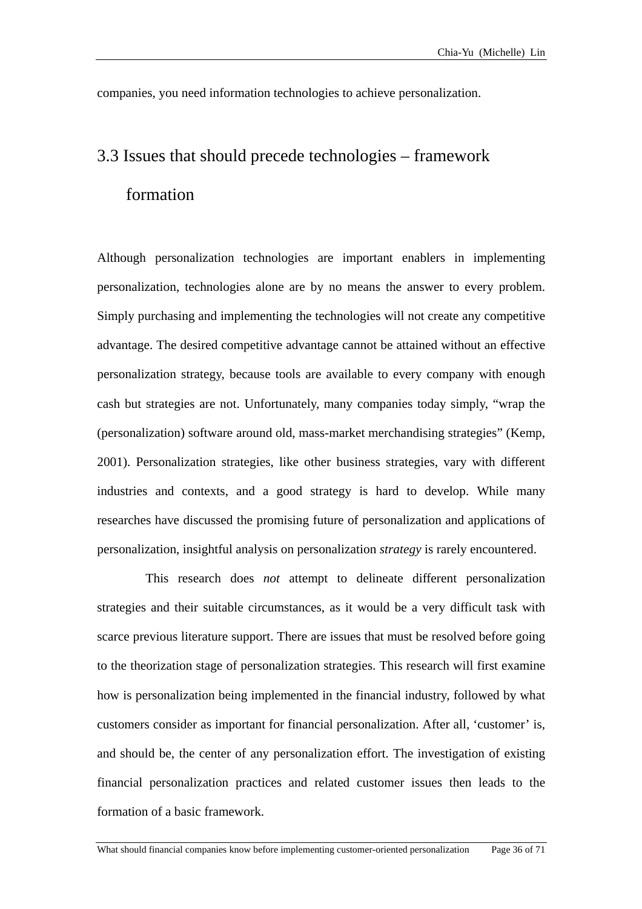companies, you need information technologies to achieve personalization.

## 3.3 Issues that should precede technologies – framework formation

Although personalization technologies are important enablers in implementing personalization, technologies alone are by no means the answer to every problem. Simply purchasing and implementing the technologies will not create any competitive advantage. The desired competitive advantage cannot be attained without an effective personalization strategy, because tools are available to every company with enough cash but strategies are not. Unfortunately, many companies today simply, "wrap the (personalization) software around old, mass-market merchandising strategies" (Kemp, 2001). Personalization strategies, like other business strategies, vary with different industries and contexts, and a good strategy is hard to develop. While many researches have discussed the promising future of personalization and applications of personalization, insightful analysis on personalization *strategy* is rarely encountered.

This research does *not* attempt to delineate different personalization strategies and their suitable circumstances, as it would be a very difficult task with scarce previous literature support. There are issues that must be resolved before going to the theorization stage of personalization strategies. This research will first examine how is personalization being implemented in the financial industry, followed by what customers consider as important for financial personalization. After all, 'customer' is, and should be, the center of any personalization effort. The investigation of existing financial personalization practices and related customer issues then leads to the formation of a basic framework.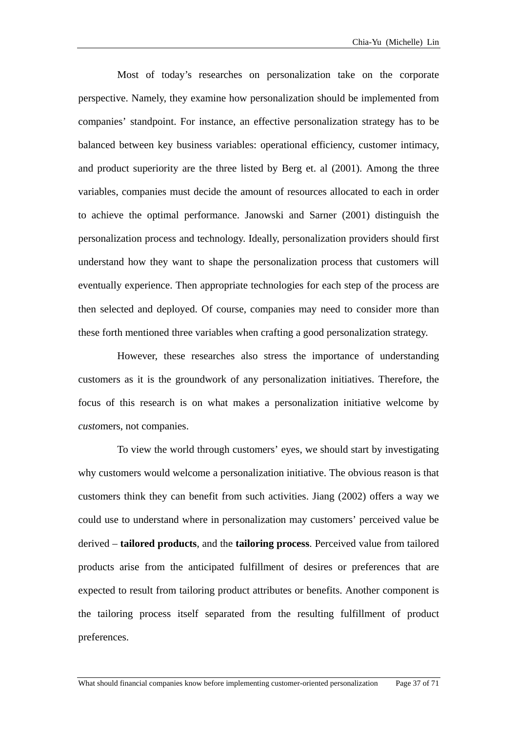Most of today's researches on personalization take on the corporate perspective. Namely, they examine how personalization should be implemented from companies' standpoint. For instance, an effective personalization strategy has to be balanced between key business variables: operational efficiency, customer intimacy, and product superiority are the three listed by Berg et. al (2001). Among the three variables, companies must decide the amount of resources allocated to each in order to achieve the optimal performance. Janowski and Sarner (2001) distinguish the personalization process and technology. Ideally, personalization providers should first understand how they want to shape the personalization process that customers will eventually experience. Then appropriate technologies for each step of the process are then selected and deployed. Of course, companies may need to consider more than these forth mentioned three variables when crafting a good personalization strategy.

However, these researches also stress the importance of understanding customers as it is the groundwork of any personalization initiatives. Therefore, the focus of this research is on what makes a personalization initiative welcome by *custo*mers, not companies.

To view the world through customers' eyes, we should start by investigating why customers would welcome a personalization initiative. The obvious reason is that customers think they can benefit from such activities. Jiang (2002) offers a way we could use to understand where in personalization may customers' perceived value be derived – **tailored products**, and the **tailoring process**. Perceived value from tailored products arise from the anticipated fulfillment of desires or preferences that are expected to result from tailoring product attributes or benefits. Another component is the tailoring process itself separated from the resulting fulfillment of product preferences.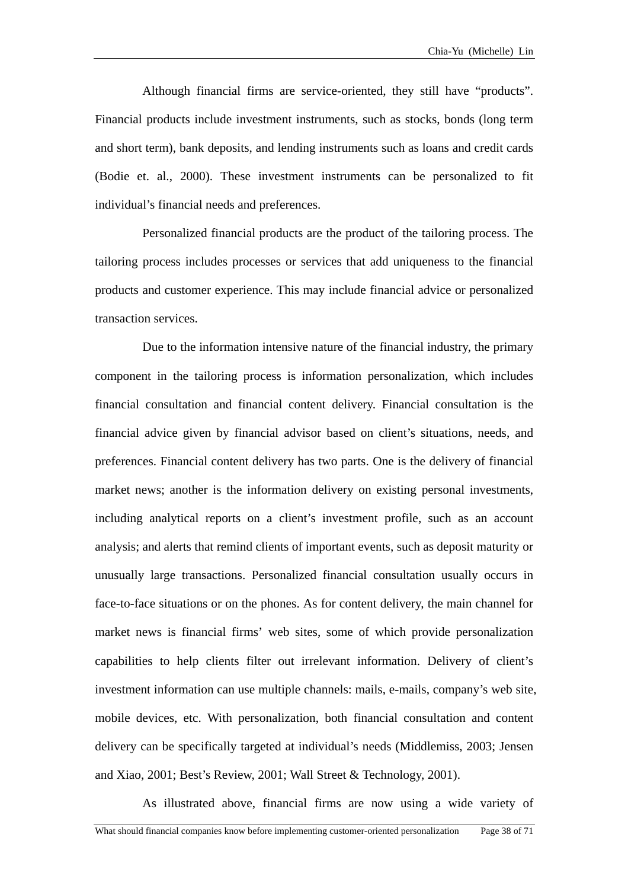Although financial firms are service-oriented, they still have “products”. Financial products include investment instruments, such as stocks, bonds (long term and short term), bank deposits, and lending instruments such as loans and credit cards (Bodie et. al., 2000). These investment instruments can be personalized to fit individual’s financial needs and preferences.

Personalized financial products are the product of the tailoring process. The tailoring process includes processes or services that add uniqueness to the financial products and customer experience. This may include financial advice or personalized transaction services.

Due to the information intensive nature of the financial industry, the primary component in the tailoring process is information personalization, which includes financial consultation and financial content delivery. Financial consultation is the financial advice given by financial advisor based on client’s situations, needs, and preferences. Financial content delivery has two parts. One is the delivery of financial market news; another is the information delivery on existing personal investments, including analytical reports on a client’s investment profile, such as an account analysis; and alerts that remind clients of important events, such as deposit maturity or unusually large transactions. Personalized financial consultation usually occurs in face-to-face situations or on the phones. As for content delivery, the main channel for market news is financial firms’ web sites, some of which provide personalization capabilities to help clients filter out irrelevant information. Delivery of client’s investment information can use multiple channels: mails, e-mails, company’s web site, mobile devices, etc. With personalization, both financial consultation and content delivery can be specifically targeted at individual’s needs (Middlemiss, 2003; Jensen and Xiao, 2001; Best’s Review, 2001; Wall Street & Technology, 2001).

As illustrated above, financial firms are now using a wide variety of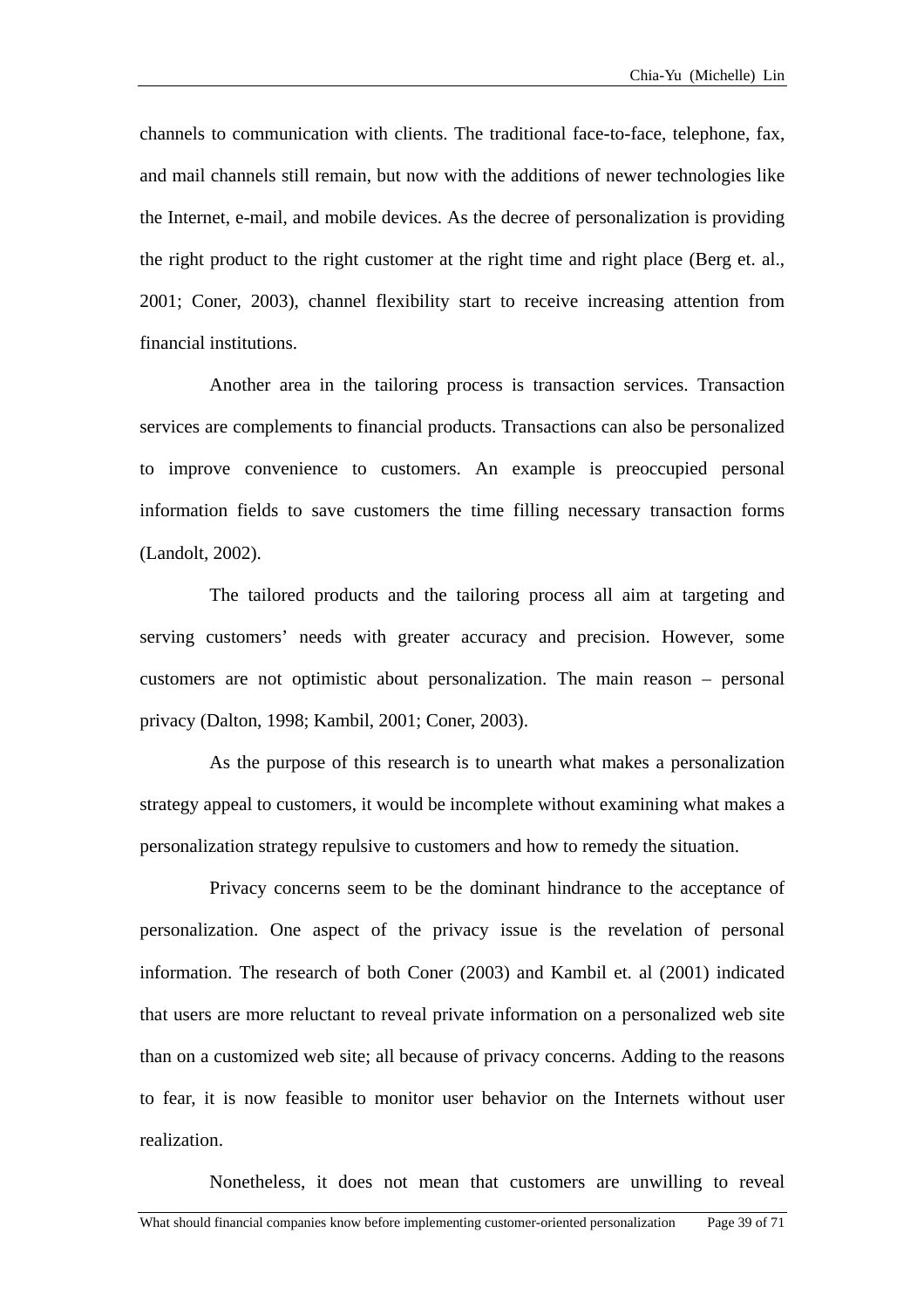channels to communication with clients. The traditional face-to-face, telephone, fax, and mail channels still remain, but now with the additions of newer technologies like the Internet, e-mail, and mobile devices. As the decree of personalization is providing the right product to the right customer at the right time and right place (Berg et. al., 2001; Coner, 2003), channel flexibility start to receive increasing attention from financial institutions.

Another area in the tailoring process is transaction services. Transaction services are complements to financial products. Transactions can also be personalized to improve convenience to customers. An example is preoccupied personal information fields to save customers the time filling necessary transaction forms (Landolt, 2002).

The tailored products and the tailoring process all aim at targeting and serving customers' needs with greater accuracy and precision. However, some customers are not optimistic about personalization. The main reason – personal privacy (Dalton, 1998; Kambil, 2001; Coner, 2003).

As the purpose of this research is to unearth what makes a personalization strategy appeal to customers, it would be incomplete without examining what makes a personalization strategy repulsive to customers and how to remedy the situation.

Privacy concerns seem to be the dominant hindrance to the acceptance of personalization. One aspect of the privacy issue is the revelation of personal information. The research of both Coner (2003) and Kambil et. al (2001) indicated that users are more reluctant to reveal private information on a personalized web site than on a customized web site; all because of privacy concerns. Adding to the reasons to fear, it is now feasible to monitor user behavior on the Internets without user realization.

Nonetheless, it does not mean that customers are unwilling to reveal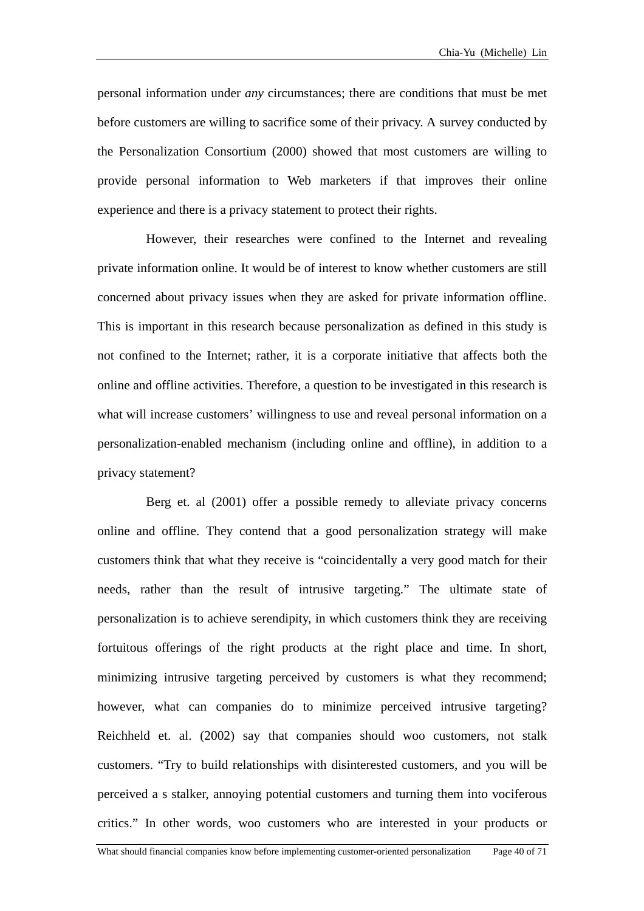personal information under *any* circumstances; there are conditions that must be met before customers are willing to sacrifice some of their privacy. A survey conducted by the Personalization Consortium (2000) showed that most customers are willing to provide personal information to Web marketers if that improves their online experience and there is a privacy statement to protect their rights.

However, their researches were confined to the Internet and revealing private information online. It would be of interest to know whether customers are still concerned about privacy issues when they are asked for private information offline. This is important in this research because personalization as defined in this study is not confined to the Internet; rather, it is a corporate initiative that affects both the online and offline activities. Therefore, a question to be investigated in this research is what will increase customers' willingness to use and reveal personal information on a personalization-enabled mechanism (including online and offline), in addition to a privacy statement?

Berg et. al (2001) offer a possible remedy to alleviate privacy concerns online and offline. They contend that a good personalization strategy will make customers think that what they receive is "coincidentally a very good match for their needs, rather than the result of intrusive targeting." The ultimate state of personalization is to achieve serendipity, in which customers think they are receiving fortuitous offerings of the right products at the right place and time. In short, minimizing intrusive targeting perceived by customers is what they recommend; however, what can companies do to minimize perceived intrusive targeting? Reichheld et. al. (2002) say that companies should woo customers, not stalk customers. "Try to build relationships with disinterested customers, and you will be perceived a s stalker, annoying potential customers and turning them into vociferous critics." In other words, woo customers who are interested in your products or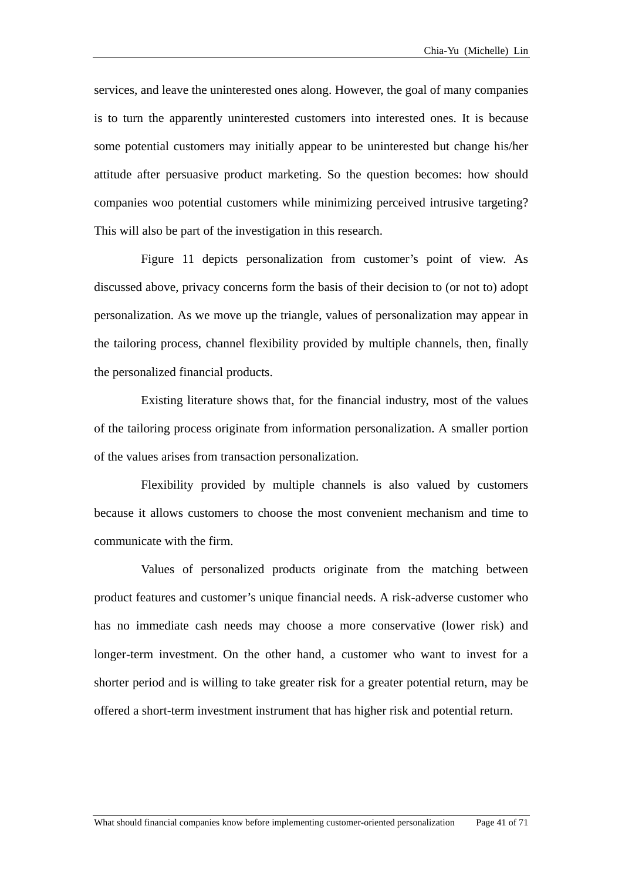services, and leave the uninterested ones along. However, the goal of many companies is to turn the apparently uninterested customers into interested ones. It is because some potential customers may initially appear to be uninterested but change his/her attitude after persuasive product marketing. So the question becomes: how should companies woo potential customers while minimizing perceived intrusive targeting? This will also be part of the investigation in this research.

Figure 11 depicts personalization from customer's point of view. As discussed above, privacy concerns form the basis of their decision to (or not to) adopt personalization. As we move up the triangle, values of personalization may appear in the tailoring process, channel flexibility provided by multiple channels, then, finally the personalized financial products.

Existing literature shows that, for the financial industry, most of the values of the tailoring process originate from information personalization. A smaller portion of the values arises from transaction personalization.

Flexibility provided by multiple channels is also valued by customers because it allows customers to choose the most convenient mechanism and time to communicate with the firm.

Values of personalized products originate from the matching between product features and customer's unique financial needs. A risk-adverse customer who has no immediate cash needs may choose a more conservative (lower risk) and longer-term investment. On the other hand, a customer who want to invest for a shorter period and is willing to take greater risk for a greater potential return, may be offered a short-term investment instrument that has higher risk and potential return.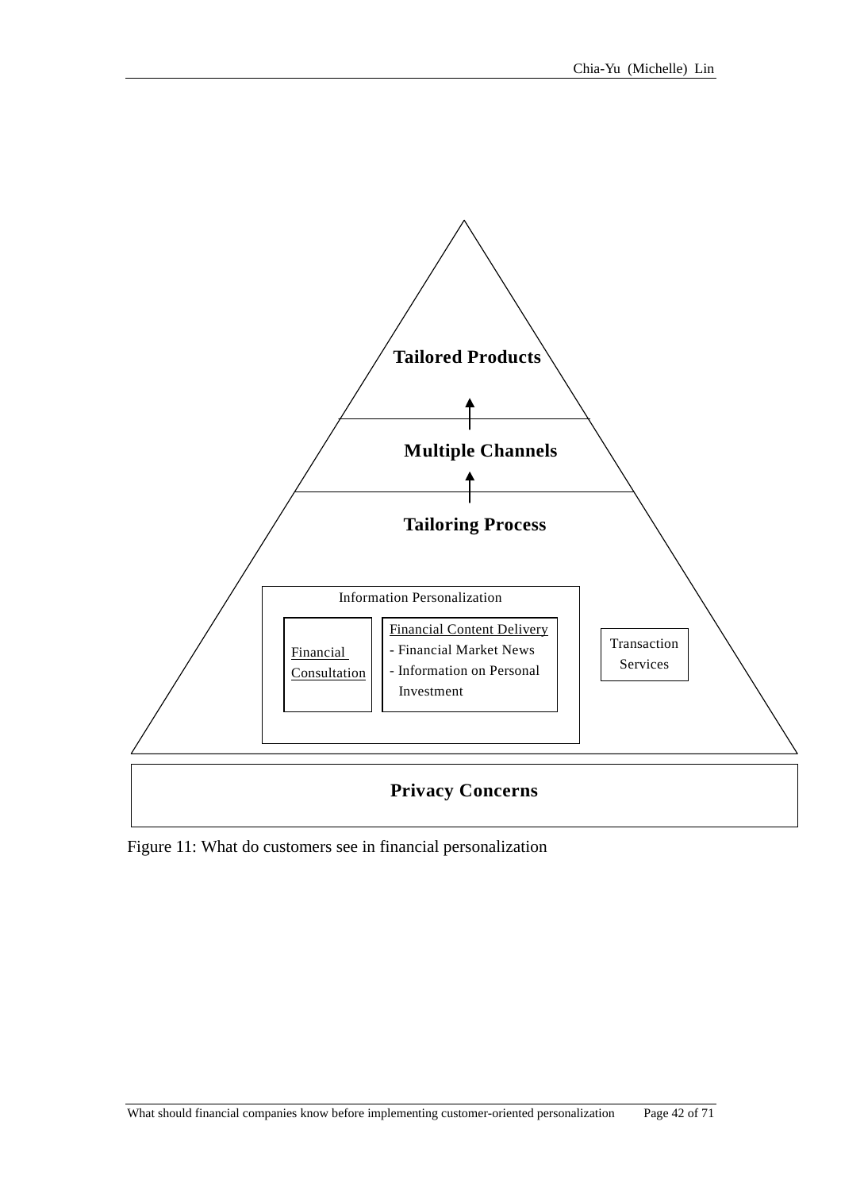Tailored Products

Multiple Channels

Tailoring Process

Information Personalization

Financial Consultation

Financial Content Delivery
- Financial Market News
- Information on Personal Investment

Transaction Services

Privacy Concerns

Figure 11: What do customers see in financial personalization